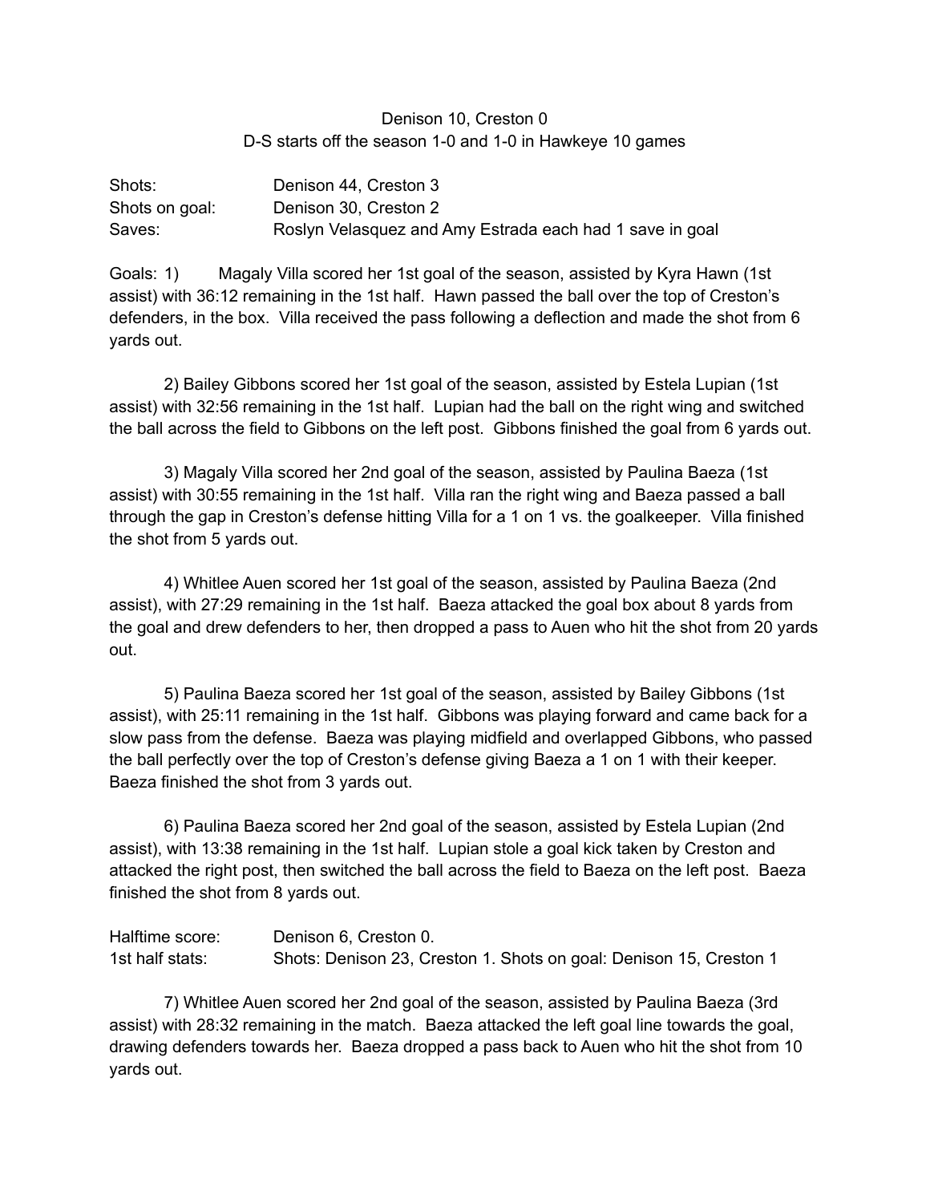Denison 10, Creston 0

D-S starts off the season 1-0 and 1-0 in Hawkeye 10 games

| | |
|---|---|
| Shots: | Denison 44, Creston 3 |
| Shots on goal: | Denison 30, Creston 2 |
| Saves: | Roslyn Velasquez and Amy Estrada each had 1 save in goal |

Goals: 1) Magaly Villa scored her 1st goal of the season, assisted by Kyra Hawn (1st assist) with 36:12 remaining in the 1st half. Hawn passed the ball over the top of Creston's defenders, in the box. Villa received the pass following a deflection and made the shot from 6 yards out.

2) Bailey Gibbons scored her 1st goal of the season, assisted by Estela Lupian (1st assist) with 32:56 remaining in the 1st half. Lupian had the ball on the right wing and switched the ball across the field to Gibbons on the left post. Gibbons finished the goal from 6 yards out.

3) Magaly Villa scored her 2nd goal of the season, assisted by Paulina Baeza (1st assist) with 30:55 remaining in the 1st half. Villa ran the right wing and Baeza passed a ball through the gap in Creston's defense hitting Villa for a 1 on 1 vs. the goalkeeper. Villa finished the shot from 5 yards out.

4) Whitlee Auen scored her 1st goal of the season, assisted by Paulina Baeza (2nd assist), with 27:29 remaining in the 1st half. Baeza attacked the goal box about 8 yards from the goal and drew defenders to her, then dropped a pass to Auen who hit the shot from 20 yards out.

5) Paulina Baeza scored her 1st goal of the season, assisted by Bailey Gibbons (1st assist), with 25:11 remaining in the 1st half. Gibbons was playing forward and came back for a slow pass from the defense. Baeza was playing midfield and overlapped Gibbons, who passed the ball perfectly over the top of Creston's defense giving Baeza a 1 on 1 with their keeper. Baeza finished the shot from 3 yards out.

6) Paulina Baeza scored her 2nd goal of the season, assisted by Estela Lupian (2nd assist), with 13:38 remaining in the 1st half. Lupian stole a goal kick taken by Creston and attacked the right post, then switched the ball across the field to Baeza on the left post. Baeza finished the shot from 8 yards out.

| | |
|---|---|
| Halftime score: | Denison 6, Creston 0. |
| 1st half stats: | Shots: Denison 23, Creston 1. Shots on goal: Denison 15, Creston 1 |

7) Whitlee Auen scored her 2nd goal of the season, assisted by Paulina Baeza (3rd assist) with 28:32 remaining in the match. Baeza attacked the left goal line towards the goal, drawing defenders towards her. Baeza dropped a pass back to Auen who hit the shot from 10 yards out.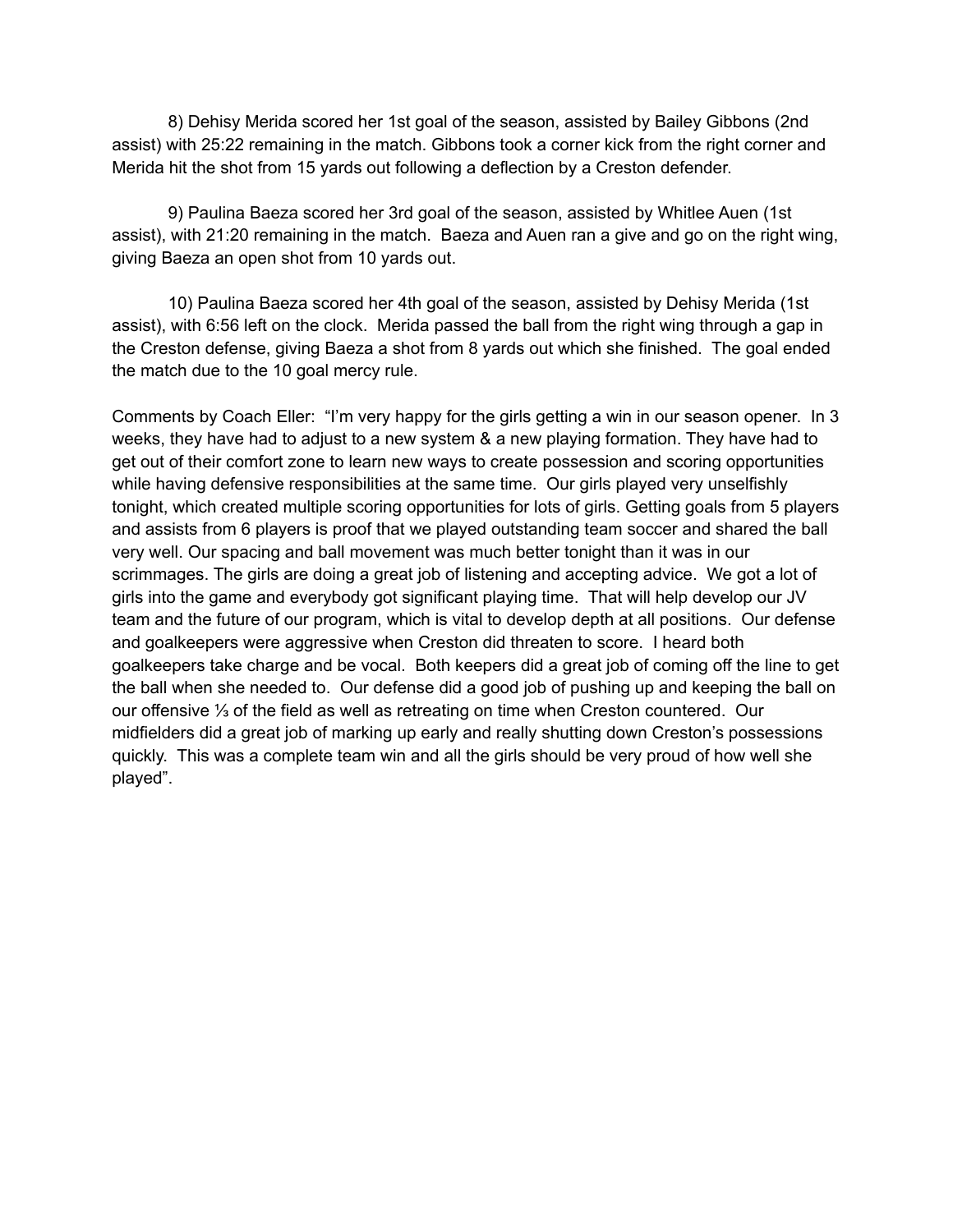8) Dehisy Merida scored her 1st goal of the season, assisted by Bailey Gibbons (2nd assist) with 25:22 remaining in the match. Gibbons took a corner kick from the right corner and Merida hit the shot from 15 yards out following a deflection by a Creston defender.

9) Paulina Baeza scored her 3rd goal of the season, assisted by Whitlee Auen (1st assist), with 21:20 remaining in the match. Baeza and Auen ran a give and go on the right wing, giving Baeza an open shot from 10 yards out.

10) Paulina Baeza scored her 4th goal of the season, assisted by Dehisy Merida (1st assist), with 6:56 left on the clock. Merida passed the ball from the right wing through a gap in the Creston defense, giving Baeza a shot from 8 yards out which she finished. The goal ended the match due to the 10 goal mercy rule.

Comments by Coach Eller: "I'm very happy for the girls getting a win in our season opener. In 3 weeks, they have had to adjust to a new system & a new playing formation. They have had to get out of their comfort zone to learn new ways to create possession and scoring opportunities while having defensive responsibilities at the same time. Our girls played very unselfishly tonight, which created multiple scoring opportunities for lots of girls. Getting goals from 5 players and assists from 6 players is proof that we played outstanding team soccer and shared the ball very well. Our spacing and ball movement was much better tonight than it was in our scrimmages. The girls are doing a great job of listening and accepting advice. We got a lot of girls into the game and everybody got significant playing time. That will help develop our JV team and the future of our program, which is vital to develop depth at all positions. Our defense and goalkeepers were aggressive when Creston did threaten to score. I heard both goalkeepers take charge and be vocal. Both keepers did a great job of coming off the line to get the ball when she needed to. Our defense did a good job of pushing up and keeping the ball on our offensive ⅓ of the field as well as retreating on time when Creston countered. Our midfielders did a great job of marking up early and really shutting down Creston's possessions quickly. This was a complete team win and all the girls should be very proud of how well she played".